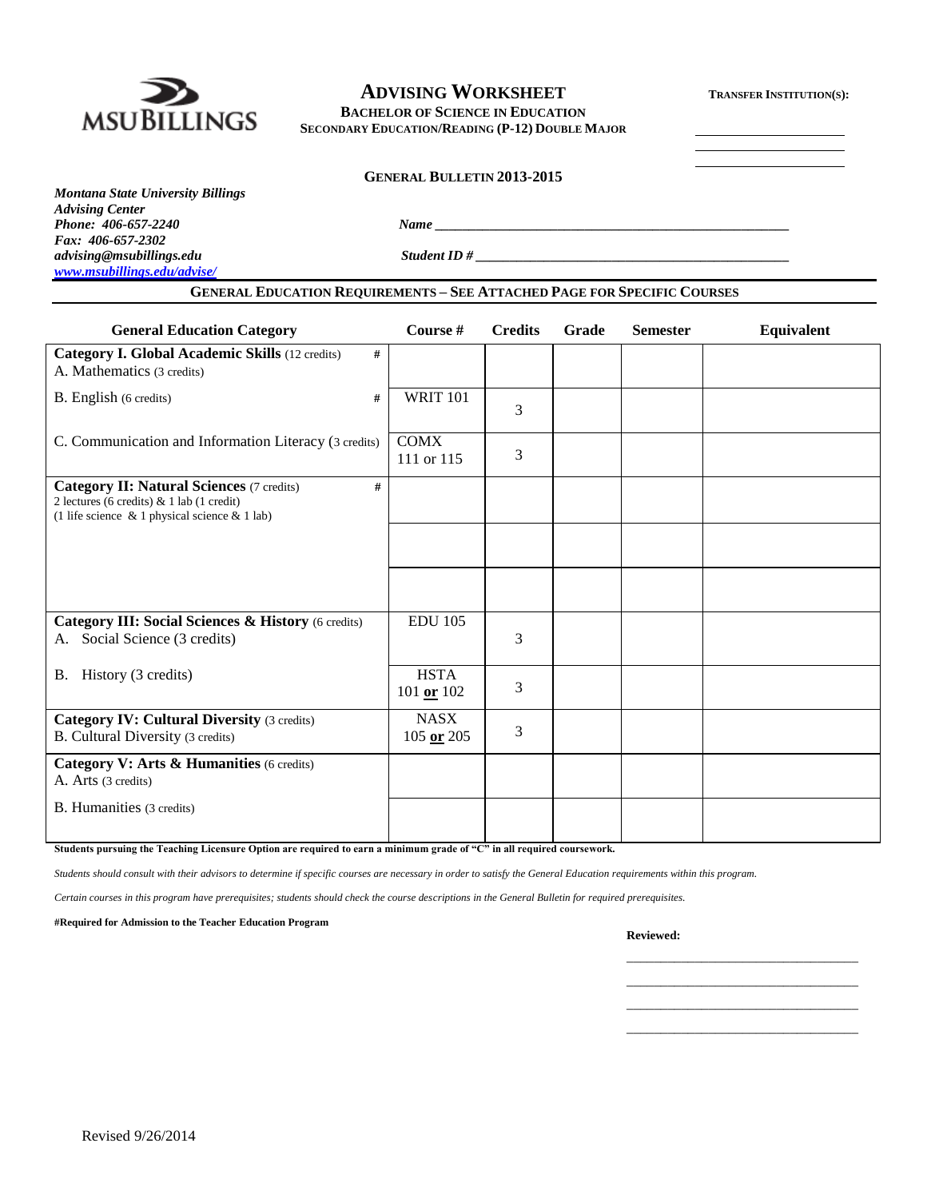# ADVISING WORKSHEET

**BACHELOR OF SCIENCE IN EDUCATION**
**SECONDARY EDUCATION/READING (P-12) DOUBLE MAJOR**

**TRANSFER INSTITUTION(S):**

______________________
______________________
______________________

**GENERAL BULLETIN 2013-2015**

***Montana State University Billings***
***Advising Center***
***Phone: 406-657-2240***
***Fax: 406-657-2302***
***advising@msubillings.edu***
***www.msubillings.edu/advise/***

***Name*** ____________________________________________________

***Student ID #*** ______________________________________________

**GENERAL EDUCATION REQUIREMENTS – SEE ATTACHED PAGE FOR SPECIFIC COURSES**

| General Education Category | Course # | Credits | Grade | Semester | Equivalent |
|---|---|---|---|---|---|
| **Category I. Global Academic Skills** (12 credits) # <br> A. Mathematics (3 credits) | | | | | |
| B. English (6 credits) # | WRIT 101 | 3 | | | |
| C. Communication and Information Literacy (3 credits) | COMX 111 or 115 | 3 | | | |
| **Category II: Natural Sciences** (7 credits) # <br> 2 lectures (6 credits) & 1 lab (1 credit) <br> (1 life science & 1 physical science & 1 lab) | | | | | |
| | | | | | |
| | | | | | |
| **Category III: Social Sciences & History** (6 credits) <br> A. Social Science (3 credits) | EDU 105 | 3 | | | |
| B. History (3 credits) | HSTA 101 **or** 102 | 3 | | | |
| **Category IV: Cultural Diversity** (3 credits) <br> B. Cultural Diversity (3 credits) | NASX 105 **or** 205 | 3 | | | |
| **Category V: Arts & Humanities** (6 credits) <br> A. Arts (3 credits) | | | | | |
| B. Humanities (3 credits) | | | | | |

**Students pursuing the Teaching Licensure Option are required to earn a minimum grade of "C" in all required coursework.**

*Students should consult with their advisors to determine if specific courses are necessary in order to satisfy the General Education requirements within this program.*

*Certain courses in this program have prerequisites; students should check the course descriptions in the General Bulletin for required prerequisites.*

**#Required for Admission to the Teacher Education Program**

**Reviewed:**

___________________________________
___________________________________
___________________________________
___________________________________

Revised 9/26/2014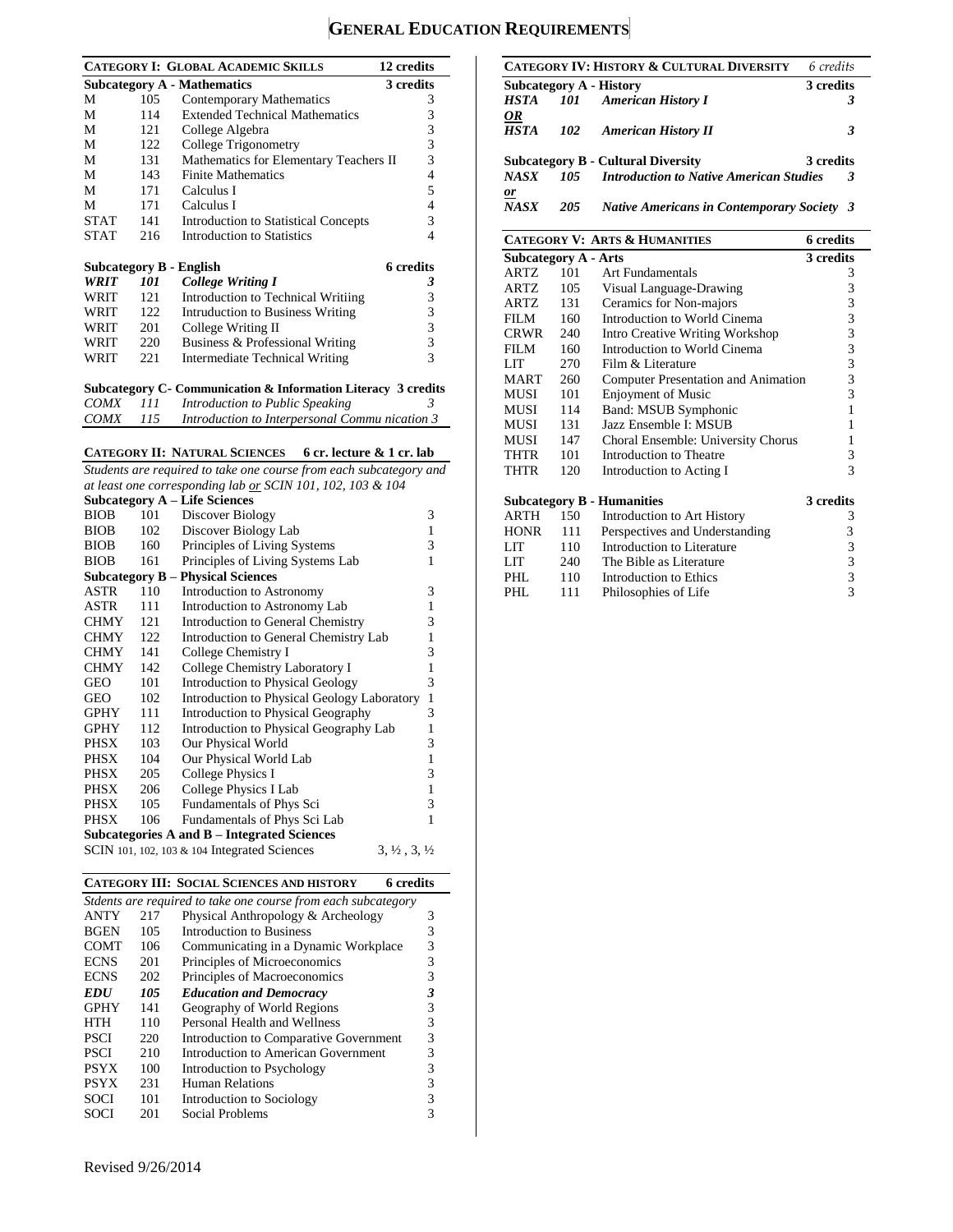# GENERAL EDUCATION REQUIREMENTS

| CATEGORY I: GLOBAL ACADEMIC SKILLS | | | 12 credits |
|---|---|---|---|
| **Subcategory A - Mathematics** | | | **3 credits** |
| M | 105 | Contemporary Mathematics | 3 |
| M | 114 | Extended Technical Mathematics | 3 |
| M | 121 | College Algebra | 3 |
| M | 122 | College Trigonometry | 3 |
| M | 131 | Mathematics for Elementary Teachers II | 3 |
| M | 143 | Finite Mathematics | 4 |
| M | 171 | Calculus I | 5 |
| M | 171 | Calculus I | 4 |
| STAT | 141 | Introduction to Statistical Concepts | 3 |
| STAT | 216 | Introduction to Statistics | 4 |
| **Subcategory B - English** | | | **6 credits** |
| ***WRIT*** | ***101*** | ***College Writing I*** | ***3*** |
| WRIT | 121 | Introduction to Technical Writiing | 3 |
| WRIT | 122 | Intruduction to Business Writing | 3 |
| WRIT | 201 | College Writing II | 3 |
| WRIT | 220 | Business & Professional Writing | 3 |
| WRIT | 221 | Intermediate Technical Writing | 3 |
| **Subcategory C- Communication & Information Literacy** | | | **3 credits** |
| *COMX* | *111* | *Introduction to Public Speaking* | *3* |
| *COMX* | *115* | *Introduction to Interpersonal Commu nication* | *3* |

| CATEGORY II: NATURAL SCIENCES | | 6 cr. lecture & 1 cr. lab | |
|---|---|---|---|
| *Students are required to take one course from each subcategory and at least one corresponding lab or SCIN 101, 102, 103 & 104* | | | |
| **Subcategory A – Life Sciences** | | | |
| BIOB | 101 | Discover Biology | 3 |
| BIOB | 102 | Discover Biology Lab | 1 |
| BIOB | 160 | Principles of Living Systems | 3 |
| BIOB | 161 | Principles of Living Systems Lab | 1 |
| **Subcategory B – Physical Sciences** | | | |
| ASTR | 110 | Introduction to Astronomy | 3 |
| ASTR | 111 | Introduction to Astronomy Lab | 1 |
| CHMY | 121 | Introduction to General Chemistry | 3 |
| CHMY | 122 | Introduction to General Chemistry Lab | 1 |
| CHMY | 141 | College Chemistry I | 3 |
| CHMY | 142 | College Chemistry Laboratory I | 1 |
| GEO | 101 | Introduction to Physical Geology | 3 |
| GEO | 102 | Introduction to Physical Geology Laboratory | 1 |
| GPHY | 111 | Introduction to Physical Geography | 3 |
| GPHY | 112 | Introduction to Physical Geography Lab | 1 |
| PHSX | 103 | Our Physical World | 3 |
| PHSX | 104 | Our Physical World Lab | 1 |
| PHSX | 205 | College Physics I | 3 |
| PHSX | 206 | College Physics I Lab | 1 |
| PHSX | 105 | Fundamentals of Phys Sci | 3 |
| PHSX | 106 | Fundamentals of Phys Sci Lab | 1 |
| **Subcategories A and B – Integrated Sciences** | | | |
| SCIN 101, 102, 103 & 104 Integrated Sciences | | | 3, ½ , 3, ½ |

| CATEGORY III: SOCIAL SCIENCES AND HISTORY | | | 6 credits |
|---|---|---|---|
| *Stdents are required to take one course from each subcategory* | | | |
| ANTY | 217 | Physical Anthropology & Archeology | 3 |
| BGEN | 105 | Introduction to Business | 3 |
| COMT | 106 | Communicating in a Dynamic Workplace | 3 |
| ECNS | 201 | Principles of Microeconomics | 3 |
| ECNS | 202 | Principles of Macroeconomics | 3 |
| ***EDU*** | ***105*** | ***Education and Democracy*** | ***3*** |
| GPHY | 141 | Geography of World Regions | 3 |
| HTH | 110 | Personal Health and Wellness | 3 |
| PSCI | 220 | Introduction to Comparative Government | 3 |
| PSCI | 210 | Introduction to American Government | 3 |
| PSYX | 100 | Introduction to Psychology | 3 |
| PSYX | 231 | Human Relations | 3 |
| SOCI | 101 | Introduction to Sociology | 3 |
| SOCI | 201 | Social Problems | 3 |

| CATEGORY IV: HISTORY & CULTURAL DIVERSITY | | | *6 credits* |
|---|---|---|---|
| **Subcategory A - History** | | | **3 credits** |
| ***HSTA*** | ***101*** | ***American History I*** | ***3*** |
| ***OR*** | | | |
| ***HSTA*** | ***102*** | ***American History II*** | ***3*** |
| **Subcategory B - Cultural Diversity** | | | **3 credits** |
| ***NASX*** | ***105*** | ***Introduction to Native American Studies*** | ***3*** |
| ***or*** | | | |
| ***NASX*** | ***205*** | ***Native Americans in Contemporary Society*** | ***3*** |

| CATEGORY V: ARTS & HUMANITIES | | | 6 credits |
|---|---|---|---|
| **Subcategory A - Arts** | | | **3 credits** |
| ARTZ | 101 | Art Fundamentals | 3 |
| ARTZ | 105 | Visual Language-Drawing | 3 |
| ARTZ | 131 | Ceramics for Non-majors | 3 |
| FILM | 160 | Introduction to World Cinema | 3 |
| CRWR | 240 | Intro Creative Writing Workshop | 3 |
| FILM | 160 | Introduction to World Cinema | 3 |
| LIT | 270 | Film & Literature | 3 |
| MART | 260 | Computer Presentation and Animation | 3 |
| MUSI | 101 | Enjoyment of Music | 3 |
| MUSI | 114 | Band: MSUB Symphonic | 1 |
| MUSI | 131 | Jazz Ensemble I: MSUB | 1 |
| MUSI | 147 | Choral Ensemble: University Chorus | 1 |
| THTR | 101 | Introduction to Theatre | 3 |
| THTR | 120 | Introduction to Acting I | 3 |
| **Subcategory B - Humanities** | | | **3 credits** |
| ARTH | 150 | Introduction to Art History | 3 |
| HONR | 111 | Perspectives and Understanding | 3 |
| LIT | 110 | Introduction to Literature | 3 |
| LIT | 240 | The Bible as Literature | 3 |
| PHL | 110 | Introduction to Ethics | 3 |
| PHL | 111 | Philosophies of Life | 3 |

Revised 9/26/2014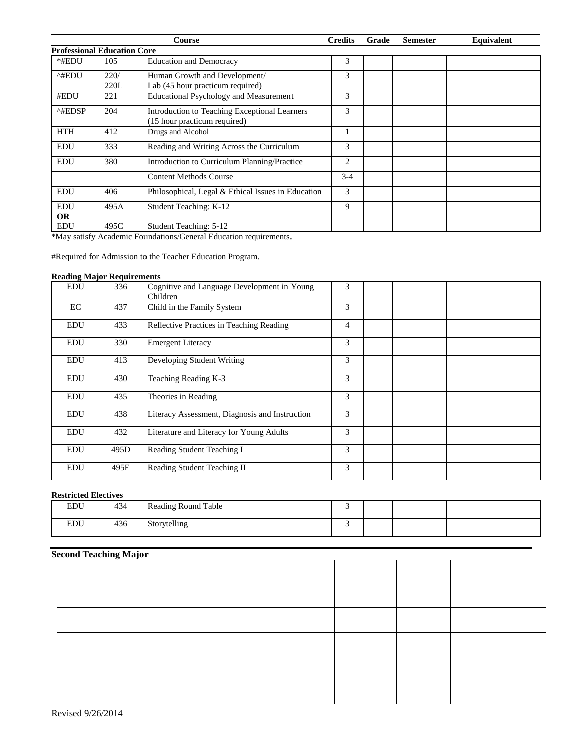| | | Course | Credits | Grade | Semester | Equivalent |
|---|---|---|---|---|---|---|
| **Professional Education Core** | | | | | | |
| *#EDU | 105 | Education and Democracy | 3 | | | |
| ^#EDU | 220/ 220L | Human Growth and Development/ Lab (45 hour practicum required) | 3 | | | |
| #EDU | 221 | Educational Psychology and Measurement | 3 | | | |
| ^#EDSP | 204 | Introduction to Teaching Exceptional Learners (15 hour practicum required) | 3 | | | |
| HTH | 412 | Drugs and Alcohol | 1 | | | |
| EDU | 333 | Reading and Writing Across the Curriculum | 3 | | | |
| EDU | 380 | Introduction to Curriculum Planning/Practice | 2 | | | |
| | | Content Methods Course | 3-4 | | | |
| EDU | 406 | Philosophical, Legal & Ethical Issues in Education | 3 | | | |
| EDU **OR** EDU | 495A 495C | Student Teaching: K-12 Student Teaching: 5-12 | 9 | | | |

*May satisfy Academic Foundations/General Education requirements.

#Required for Admission to the Teacher Education Program.

**Reading Major Requirements**

| | | Course | Credits | Grade | Semester | Equivalent |
|---|---|---|---|---|---|---|
| EDU | 336 | Cognitive and Language Development in Young Children | 3 | | | |
| EC | 437 | Child in the Family System | 3 | | | |
| EDU | 433 | Reflective Practices in Teaching Reading | 4 | | | |
| EDU | 330 | Emergent Literacy | 3 | | | |
| EDU | 413 | Developing Student Writing | 3 | | | |
| EDU | 430 | Teaching Reading K-3 | 3 | | | |
| EDU | 435 | Theories in Reading | 3 | | | |
| EDU | 438 | Literacy Assessment, Diagnosis and Instruction | 3 | | | |
| EDU | 432 | Literature and Literacy for Young Adults | 3 | | | |
| EDU | 495D | Reading Student Teaching I | 3 | | | |
| EDU | 495E | Reading Student Teaching II | 3 | | | |

**Restricted Electives**

| | | Course | Credits | Grade | Semester | Equivalent |
|---|---|---|---|---|---|---|
| EDU | 434 | Reading Round Table | 3 | | | |
| EDU | 436 | Storytelling | 3 | | | |

**Second Teaching Major**

| Course | Credits | Grade | Semester | Equivalent |
|---|---|---|---|---|
| | | | | |
| | | | | |
| | | | | |
| | | | | |
| | | | | |
| | | | | |

Revised 9/26/2014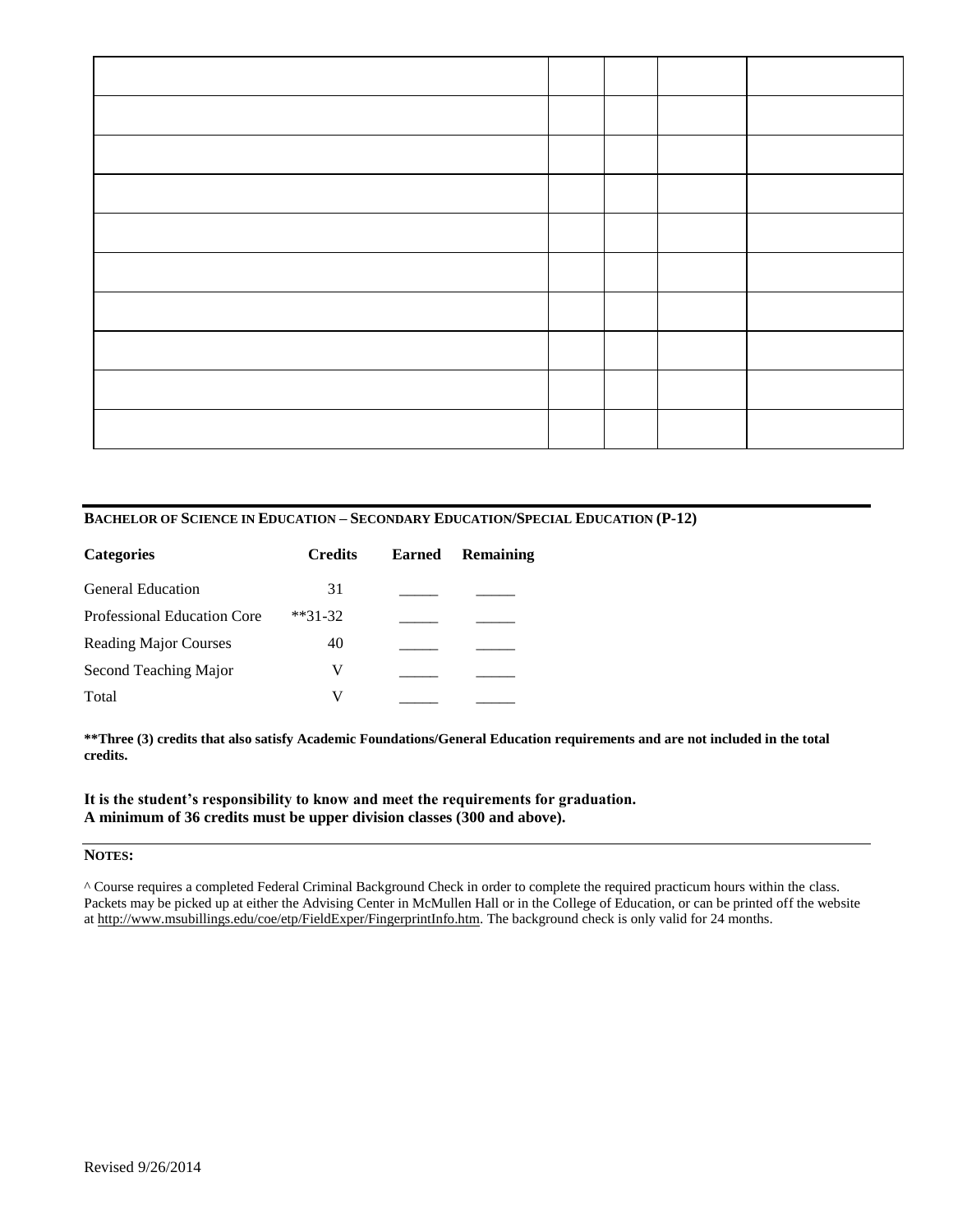| | | | | |
|---|---|---|---|---|
| | | | | |
| | | | | |
| | | | | |
| | | | | |
| | | | | |
| | | | | |
| | | | | |
| | | | | |
| | | | | |
| | | | | |

**BACHELOR OF SCIENCE IN EDUCATION – SECONDARY EDUCATION/SPECIAL EDUCATION (P-12)**

| Categories | Credits | Earned | Remaining |
|---|---|---|---|
| General Education | 31 | _____ | _____ |
| Professional Education Core | **31-32 | _____ | _____ |
| Reading Major Courses | 40 | _____ | _____ |
| Second Teaching Major | V | _____ | _____ |
| Total | V | _____ | _____ |

****Three (3) credits that also satisfy Academic Foundations/General Education requirements and are not included in the total credits.**

**It is the student's responsibility to know and meet the requirements for graduation.**
**A minimum of 36 credits must be upper division classes (300 and above).**

**NOTES:**

^ Course requires a completed Federal Criminal Background Check in order to complete the required practicum hours within the class. Packets may be picked up at either the Advising Center in McMullen Hall or in the College of Education, or can be printed off the website at http://www.msubillings.edu/coe/etp/FieldExper/FingerprintInfo.htm. The background check is only valid for 24 months.

Revised 9/26/2014